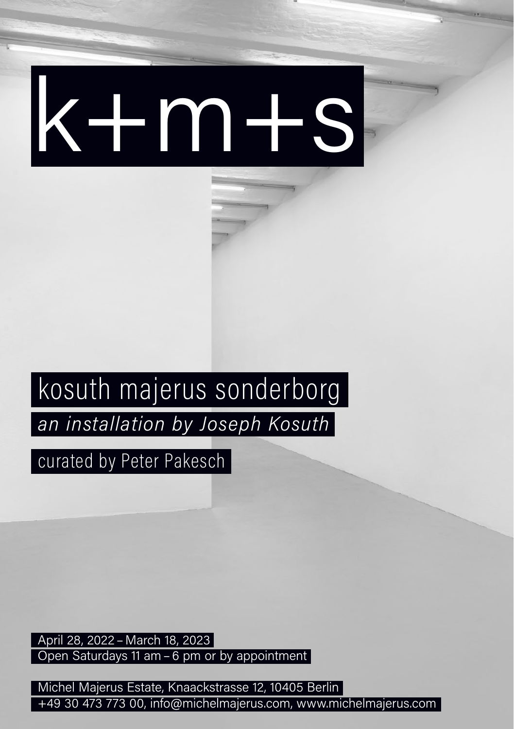# k+m+s

## kosuth majerus sonderborg

*an installation by Joseph Kosuth*

curated by Peter Pakesch

April 28, 2022 – March 18, 2023
Open Saturdays 11 am – 6 pm or by appointment

Michel Majerus Estate, Knaackstrasse 12, 10405 Berlin
+49 30 473 773 00, info@michelmajerus.com, www.michelmajerus.com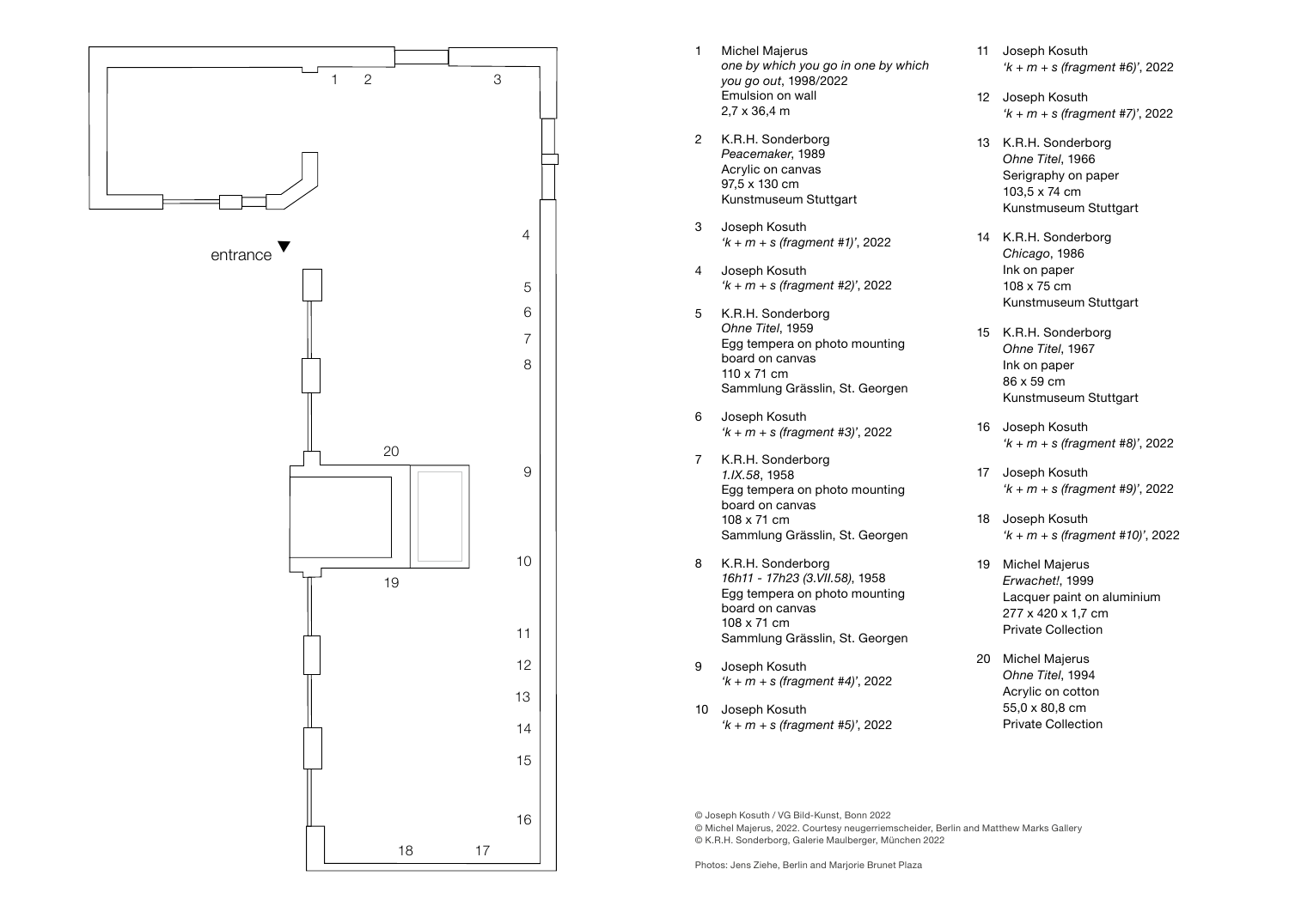entrance

1 Michel Majerus
*one by which you go in one by which you go out*, 1998/2022
Emulsion on wall
2,7 x 36,4 m

2 K.R.H. Sonderborg
*Peacemaker*, 1989
Acrylic on canvas
97,5 x 130 cm
Kunstmuseum Stuttgart

3 Joseph Kosuth
*'k + m + s (fragment #1)'*, 2022

4 Joseph Kosuth
*'k + m + s (fragment #2)'*, 2022

5 K.R.H. Sonderborg
*Ohne Titel*, 1959
Egg tempera on photo mounting board on canvas
110 x 71 cm
Sammlung Grässlin, St. Georgen

6 Joseph Kosuth
*'k + m + s (fragment #3)'*, 2022

7 K.R.H. Sonderborg
*1.IX.58*, 1958
Egg tempera on photo mounting board on canvas
108 x 71 cm
Sammlung Grässlin, St. Georgen

8 K.R.H. Sonderborg
*16h11 - 17h23 (3.VII.58)*, 1958
Egg tempera on photo mounting board on canvas
108 x 71 cm
Sammlung Grässlin, St. Georgen

9 Joseph Kosuth
*'k + m + s (fragment #4)'*, 2022

10 Joseph Kosuth
*'k + m + s (fragment #5)'*, 2022

11 Joseph Kosuth
*'k + m + s (fragment #6)'*, 2022

12 Joseph Kosuth
*'k + m + s (fragment #7)'*, 2022

13 K.R.H. Sonderborg
*Ohne Titel*, 1966
Serigraphy on paper
103,5 x 74 cm
Kunstmuseum Stuttgart

14 K.R.H. Sonderborg
*Chicago*, 1986
Ink on paper
108 x 75 cm
Kunstmuseum Stuttgart

15 K.R.H. Sonderborg
*Ohne Titel*, 1967
Ink on paper
86 x 59 cm
Kunstmuseum Stuttgart

16 Joseph Kosuth
*'k + m + s (fragment #8)'*, 2022

17 Joseph Kosuth
*'k + m + s (fragment #9)'*, 2022

18 Joseph Kosuth
*'k + m + s (fragment #10)'*, 2022

19 Michel Majerus
*Erwachet!*, 1999
Lacquer paint on aluminium
277 x 420 x 1,7 cm
Private Collection

20 Michel Majerus
*Ohne Titel*, 1994
Acrylic on cotton
55,0 x 80,8 cm
Private Collection

© Joseph Kosuth / VG Bild-Kunst, Bonn 2022
© Michel Majerus, 2022. Courtesy neugerriemschneider, Berlin and Matthew Marks Gallery
© K.R.H. Sonderborg, Galerie Maulberger, München 2022

Photos: Jens Ziehe, Berlin and Marjorie Brunet Plaza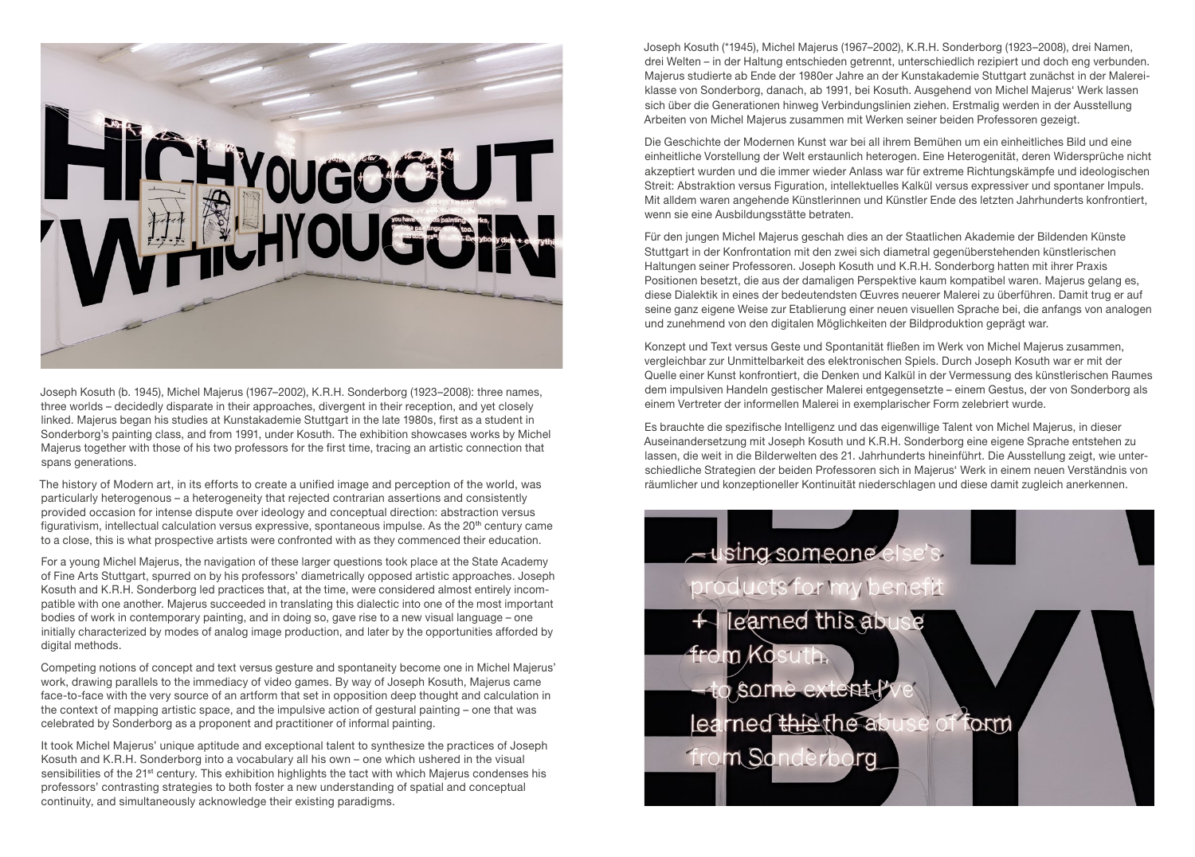Joseph Kosuth (b. 1945), Michel Majerus (1967–2002), K.R.H. Sonderborg (1923–2008): three names, three worlds – decidedly disparate in their approaches, divergent in their reception, and yet closely linked. Majerus began his studies at Kunstakademie Stuttgart in the late 1980s, first as a student in Sonderborg's painting class, and from 1991, under Kosuth. The exhibition showcases works by Michel Majerus together with those of his two professors for the first time, tracing an artistic connection that spans generations.

The history of Modern art, in its efforts to create a unified image and perception of the world, was particularly heterogenous – a heterogeneity that rejected contrarian assertions and consistently provided occasion for intense dispute over ideology and conceptual direction: abstraction versus figurativism, intellectual calculation versus expressive, spontaneous impulse. As the 20th century came to a close, this is what prospective artists were confronted with as they commenced their education.

For a young Michel Majerus, the navigation of these larger questions took place at the State Academy of Fine Arts Stuttgart, spurred on by his professors' diametrically opposed artistic approaches. Joseph Kosuth and K.R.H. Sonderborg led practices that, at the time, were considered almost entirely incompatible with one another. Majerus succeeded in translating this dialectic into one of the most important bodies of work in contemporary painting, and in doing so, gave rise to a new visual language – one initially characterized by modes of analog image production, and later by the opportunities afforded by digital methods.

Competing notions of concept and text versus gesture and spontaneity become one in Michel Majerus' work, drawing parallels to the immediacy of video games. By way of Joseph Kosuth, Majerus came face-to-face with the very source of an artform that set in opposition deep thought and calculation in the context of mapping artistic space, and the impulsive action of gestural painting – one that was celebrated by Sonderborg as a proponent and practitioner of informal painting.

It took Michel Majerus' unique aptitude and exceptional talent to synthesize the practices of Joseph Kosuth and K.R.H. Sonderborg into a vocabulary all his own – one which ushered in the visual sensibilities of the 21st century. This exhibition highlights the tact with which Majerus condenses his professors' contrasting strategies to both foster a new understanding of spatial and conceptual continuity, and simultaneously acknowledge their existing paradigms.

Joseph Kosuth (*1945), Michel Majerus (1967–2002), K.R.H. Sonderborg (1923–2008), drei Namen, drei Welten – in der Haltung entschieden getrennt, unterschiedlich rezipiert und doch eng verbunden. Majerus studierte ab Ende der 1980er Jahre an der Kunstakademie Stuttgart zunächst in der Malereiklasse von Sonderborg, danach, ab 1991, bei Kosuth. Ausgehend von Michel Majerus' Werk lassen sich über die Generationen hinweg Verbindungslinien ziehen. Erstmalig werden in der Ausstellung Arbeiten von Michel Majerus zusammen mit Werken seiner beiden Professoren gezeigt.

Die Geschichte der Modernen Kunst war bei all ihrem Bemühen um ein einheitliches Bild und eine einheitliche Vorstellung der Welt erstaunlich heterogen. Eine Heterogenität, deren Widersprüche nicht akzeptiert wurden und die immer wieder Anlass war für extreme Richtungskämpfe und ideologischen Streit: Abstraktion versus Figuration, intellektuelles Kalkül versus expressiver und spontaner Impuls. Mit alldem waren angehende Künstlerinnen und Künstler Ende des letzten Jahrhunderts konfrontiert, wenn sie eine Ausbildungsstätte betraten.

Für den jungen Michel Majerus geschah dies an der Staatlichen Akademie der Bildenden Künste Stuttgart in der Konfrontation mit den zwei sich diametral gegenüberstehenden künstlerischen Haltungen seiner Professoren. Joseph Kosuth und K.R.H. Sonderborg hatten mit ihrer Praxis Positionen besetzt, die aus der damaligen Perspektive kaum kompatibel waren. Majerus gelang es, diese Dialektik in eines der bedeutendsten Œuvres neuerer Malerei zu überführen. Damit trug er auf seine ganz eigene Weise zur Etablierung einer neuen visuellen Sprache bei, die anfangs von analogen und zunehmend von den digitalen Möglichkeiten der Bildproduktion geprägt war.

Konzept und Text versus Geste und Spontanität fließen im Werk von Michel Majerus zusammen, vergleichbar zur Unmittelbarkeit des elektronischen Spiels. Durch Joseph Kosuth war er mit der Quelle einer Kunst konfrontiert, die Denken und Kalkül in der Vermessung des künstlerischen Raumes dem impulsiven Handeln gestischer Malerei entgegensetzte – einem Gestus, der von Sonderborg als einem Vertreter der informellen Malerei in exemplarischer Form zelebriert wurde.

Es brauchte die spezifische Intelligenz und das eigenwillige Talent von Michel Majerus, in dieser Auseinandersetzung mit Joseph Kosuth und K.R.H. Sonderborg eine eigene Sprache entstehen zu lassen, die weit in die Bilderwelten des 21. Jahrhunderts hineinführt. Die Ausstellung zeigt, wie unterschiedliche Strategien der beiden Professoren sich in Majerus' Werk in einem neuen Verständnis von räumlicher und konzeptioneller Kontinuität niederschlagen und diese damit zugleich anerkennen.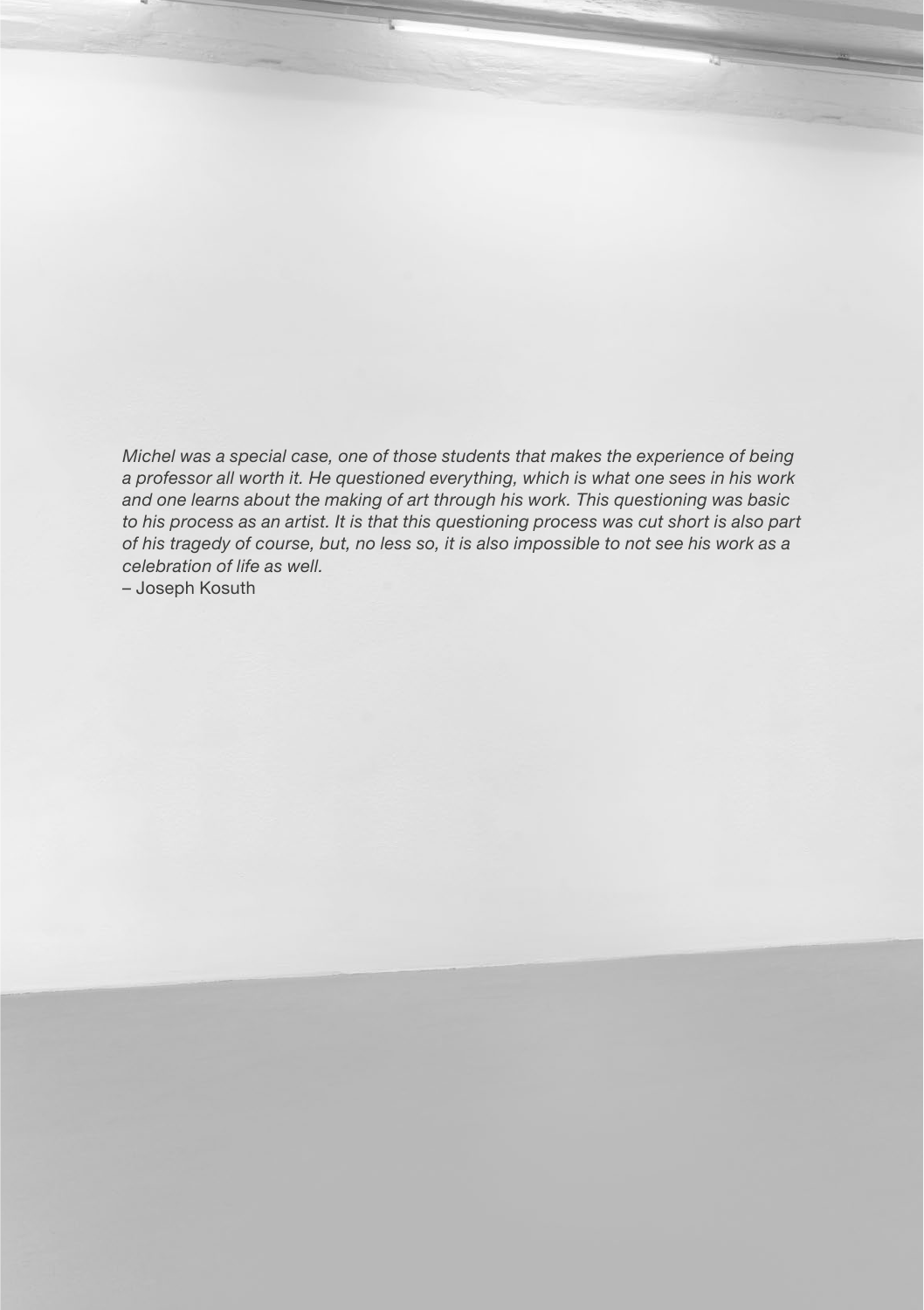*Michel was a special case, one of those students that makes the experience of being a professor all worth it. He questioned everything, which is what one sees in his work and one learns about the making of art through his work. This questioning was basic to his process as an artist. It is that this questioning process was cut short is also part of his tragedy of course, but, no less so, it is also impossible to not see his work as a celebration of life as well.*

– Joseph Kosuth